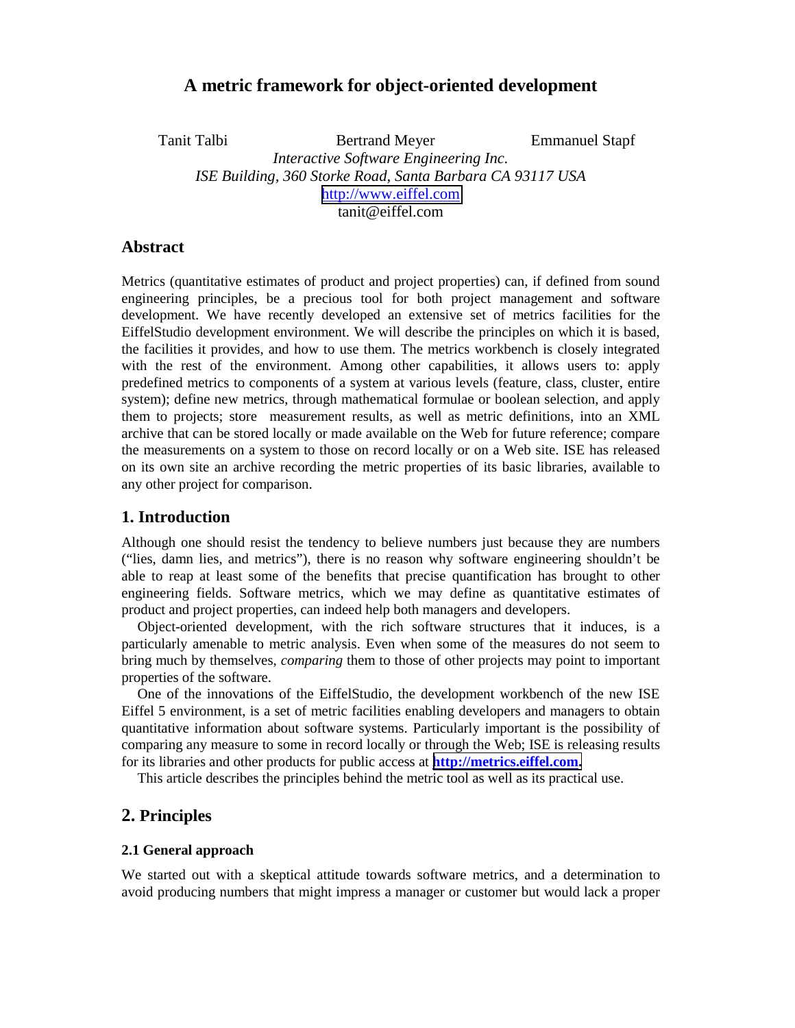# A metric framework for object-oriented development

Tanit Talbi  Bertrand Meyer  Emmanuel Stapf

*Interactive Software Engineering Inc.*
*ISE Building, 360 Storke Road, Santa Barbara CA 93117 USA*
http://www.eiffel.com
tanit@eiffel.com

## Abstract

Metrics (quantitative estimates of product and project properties) can, if defined from sound engineering principles, be a precious tool for both project management and software development. We have recently developed an extensive set of metrics facilities for the EiffelStudio development environment. We will describe the principles on which it is based, the facilities it provides, and how to use them. The metrics workbench is closely integrated with the rest of the environment. Among other capabilities, it allows users to: apply predefined metrics to components of a system at various levels (feature, class, cluster, entire system); define new metrics, through mathematical formulae or boolean selection, and apply them to projects; store measurement results, as well as metric definitions, into an XML archive that can be stored locally or made available on the Web for future reference; compare the measurements on a system to those on record locally or on a Web site. ISE has released on its own site an archive recording the metric properties of its basic libraries, available to any other project for comparison.

## 1. Introduction

Although one should resist the tendency to believe numbers just because they are numbers ("lies, damn lies, and metrics"), there is no reason why software engineering shouldn't be able to reap at least some of the benefits that precise quantification has brought to other engineering fields. Software metrics, which we may define as quantitative estimates of product and project properties, can indeed help both managers and developers.

Object-oriented development, with the rich software structures that it induces, is a particularly amenable to metric analysis. Even when some of the measures do not seem to bring much by themselves, *comparing* them to those of other projects may point to important properties of the software.

One of the innovations of the EiffelStudio, the development workbench of the new ISE Eiffel 5 environment, is a set of metric facilities enabling developers and managers to obtain quantitative information about software systems. Particularly important is the possibility of comparing any measure to some in record locally or through the Web; ISE is releasing results for its libraries and other products for public access at **http://metrics.eiffel.com.**

This article describes the principles behind the metric tool as well as its practical use.

## 2. Principles

### 2.1 General approach

We started out with a skeptical attitude towards software metrics, and a determination to avoid producing numbers that might impress a manager or customer but would lack a proper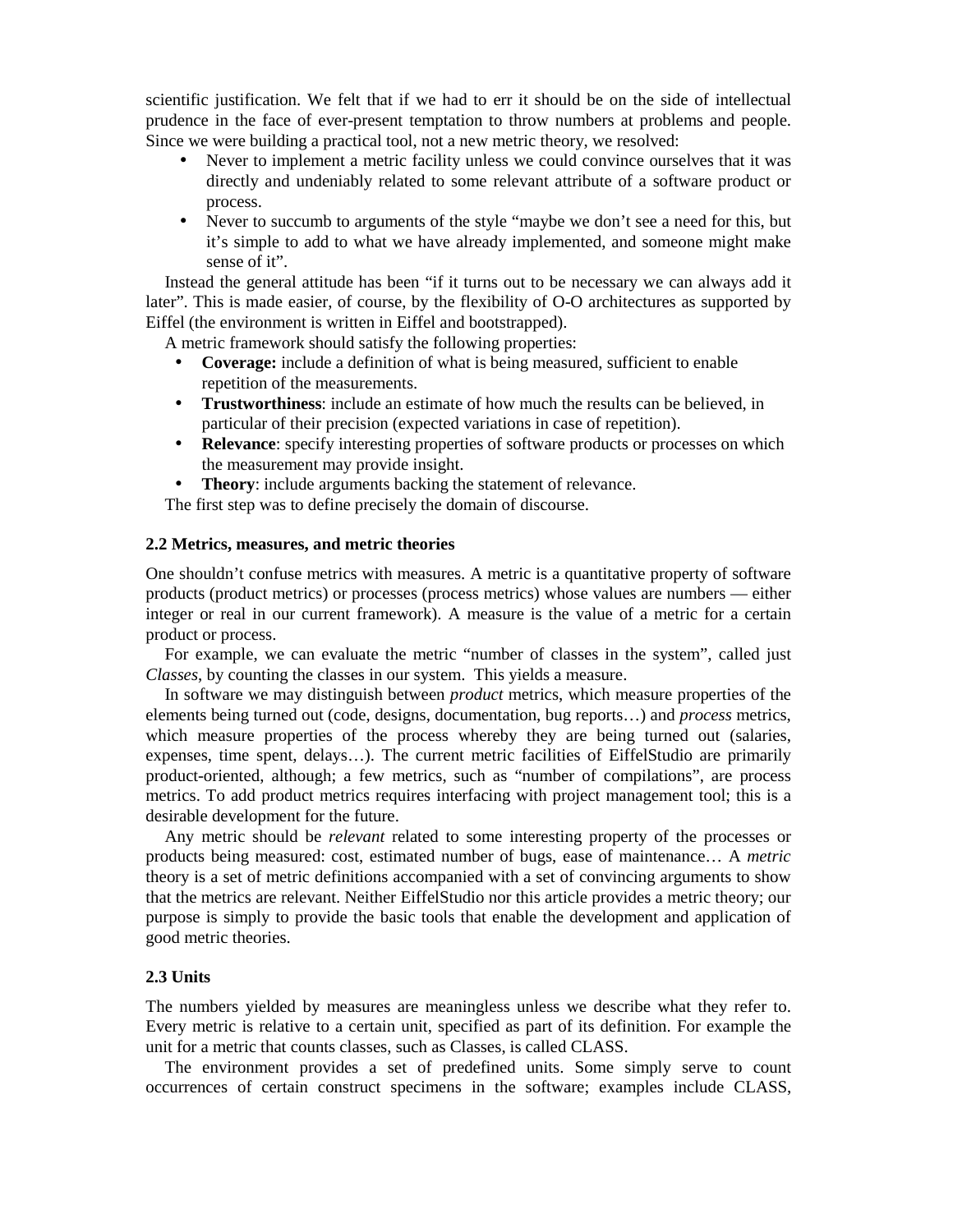scientific justification. We felt that if we had to err it should be on the side of intellectual prudence in the face of ever-present temptation to throw numbers at problems and people. Since we were building a practical tool, not a new metric theory, we resolved:

- Never to implement a metric facility unless we could convince ourselves that it was directly and undeniably related to some relevant attribute of a software product or process.
- Never to succumb to arguments of the style "maybe we don't see a need for this, but it's simple to add to what we have already implemented, and someone might make sense of it".

Instead the general attitude has been "if it turns out to be necessary we can always add it later". This is made easier, of course, by the flexibility of O-O architectures as supported by Eiffel (the environment is written in Eiffel and bootstrapped).

A metric framework should satisfy the following properties:

- **Coverage:** include a definition of what is being measured, sufficient to enable repetition of the measurements.
- **Trustworthiness**: include an estimate of how much the results can be believed, in particular of their precision (expected variations in case of repetition).
- **Relevance**: specify interesting properties of software products or processes on which the measurement may provide insight.
- **Theory**: include arguments backing the statement of relevance.

The first step was to define precisely the domain of discourse.

### 2.2 Metrics, measures, and metric theories

One shouldn't confuse metrics with measures. A metric is a quantitative property of software products (product metrics) or processes (process metrics) whose values are numbers — either integer or real in our current framework). A measure is the value of a metric for a certain product or process.

For example, we can evaluate the metric "number of classes in the system", called just *Classes*, by counting the classes in our system. This yields a measure.

In software we may distinguish between *product* metrics, which measure properties of the elements being turned out (code, designs, documentation, bug reports…) and *process* metrics, which measure properties of the process whereby they are being turned out (salaries, expenses, time spent, delays…). The current metric facilities of EiffelStudio are primarily product-oriented, although; a few metrics, such as "number of compilations", are process metrics. To add product metrics requires interfacing with project management tool; this is a desirable development for the future.

Any metric should be *relevant* related to some interesting property of the processes or products being measured: cost, estimated number of bugs, ease of maintenance… A *metric* theory is a set of metric definitions accompanied with a set of convincing arguments to show that the metrics are relevant. Neither EiffelStudio nor this article provides a metric theory; our purpose is simply to provide the basic tools that enable the development and application of good metric theories.

### 2.3 Units

The numbers yielded by measures are meaningless unless we describe what they refer to. Every metric is relative to a certain unit, specified as part of its definition. For example the unit for a metric that counts classes, such as Classes, is called CLASS.

The environment provides a set of predefined units. Some simply serve to count occurrences of certain construct specimens in the software; examples include CLASS,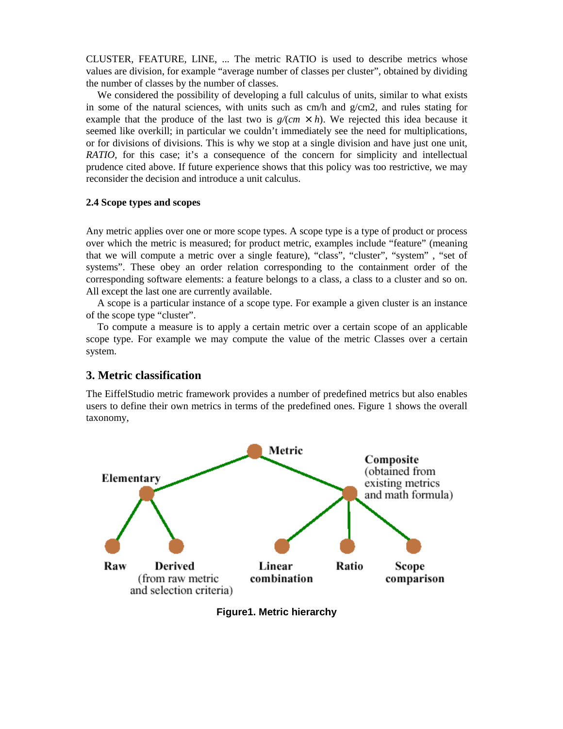CLUSTER, FEATURE, LINE, ... The metric RATIO is used to describe metrics whose values are division, for example "average number of classes per cluster", obtained by dividing the number of classes by the number of classes.

We considered the possibility of developing a full calculus of units, similar to what exists in some of the natural sciences, with units such as cm/h and g/cm2, and rules stating for example that the produce of the last two is $g/(cm \times h)$. We rejected this idea because it seemed like overkill; in particular we couldn't immediately see the need for multiplications, or for divisions of divisions. This is why we stop at a single division and have just one unit, *RATIO*, for this case; it's a consequence of the concern for simplicity and intellectual prudence cited above. If future experience shows that this policy was too restrictive, we may reconsider the decision and introduce a unit calculus.

### 2.4 Scope types and scopes

Any metric applies over one or more scope types. A scope type is a type of product or process over which the metric is measured; for product metric, examples include "feature" (meaning that we will compute a metric over a single feature), "class", "cluster", "system" , "set of systems". These obey an order relation corresponding to the containment order of the corresponding software elements: a feature belongs to a class, a class to a cluster and so on. All except the last one are currently available.

A scope is a particular instance of a scope type. For example a given cluster is an instance of the scope type "cluster".

To compute a measure is to apply a certain metric over a certain scope of an applicable scope type. For example we may compute the value of the metric Classes over a certain system.

## 3. Metric classification

The EiffelStudio metric framework provides a number of predefined metrics but also enables users to define their own metrics in terms of the predefined ones. Figure 1 shows the overall taxonomy,

Metric
- Elementary
  - Raw
  - Derived (from raw metric and selection criteria)
- Composite (obtained from existing metrics and math formula)
  - Linear combination
  - Ratio
  - Scope comparison

**Figure1. Metric hierarchy**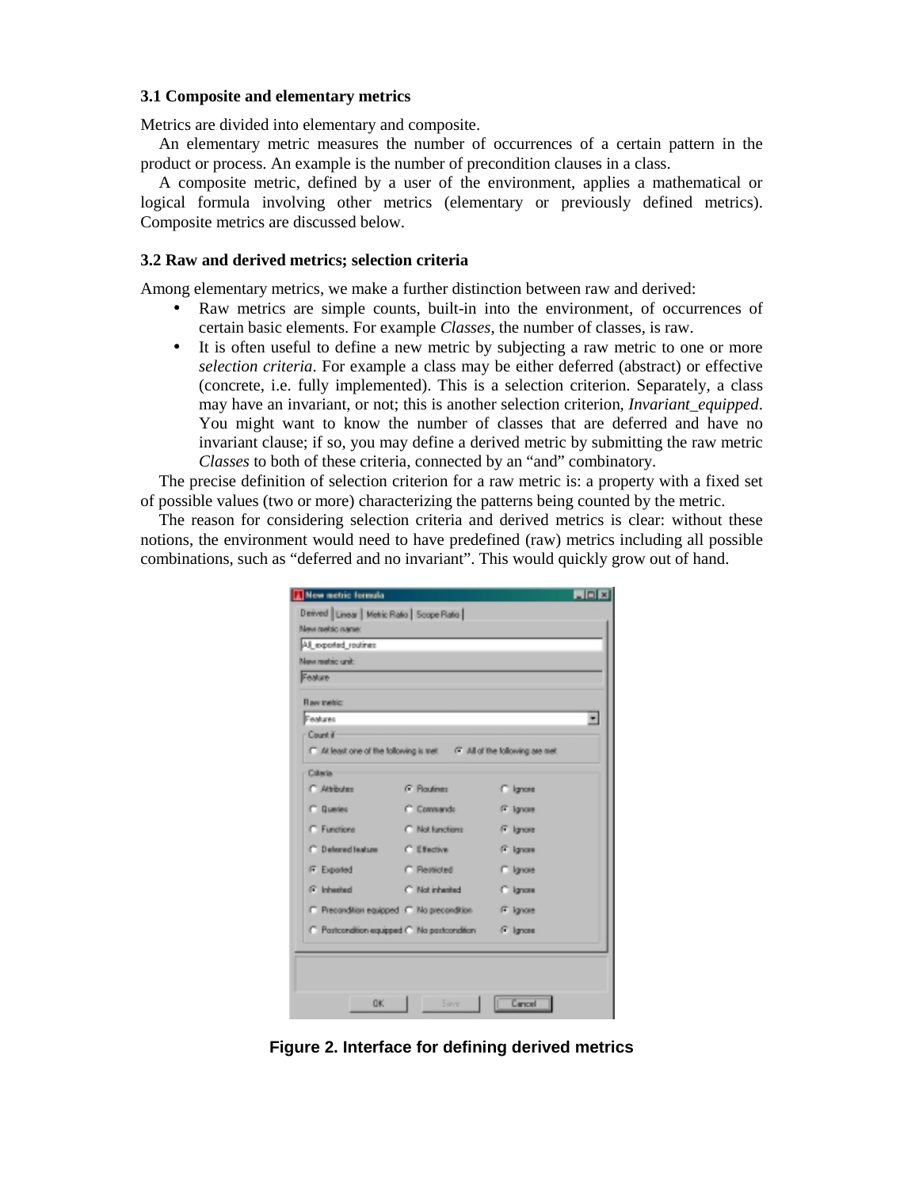### 3.1 Composite and elementary metrics

Metrics are divided into elementary and composite.

An elementary metric measures the number of occurrences of a certain pattern in the product or process. An example is the number of precondition clauses in a class.

A composite metric, defined by a user of the environment, applies a mathematical or logical formula involving other metrics (elementary or previously defined metrics). Composite metrics are discussed below.

### 3.2 Raw and derived metrics; selection criteria

Among elementary metrics, we make a further distinction between raw and derived:

- Raw metrics are simple counts, built-into the environment, of occurrences of certain basic elements. For example *Classes*, the number of classes, is raw.
- It is often useful to define a new metric by subjecting a raw metric to one or more *selection criteria*. For example a class may be either deferred (abstract) or effective (concrete, i.e. fully implemented). This is a selection criterion. Separately, a class may have an invariant, or not; this is another selection criterion, *Invariant_equipped*. You might want to know the number of classes that are deferred and have no invariant clause; if so, you may define a derived metric by submitting the raw metric *Classes* to both of these criteria, connected by an "and" combinatory.

The precise definition of selection criterion for a raw metric is: a property with a fixed set of possible values (two or more) characterizing the patterns being counted by the metric.

The reason for considering selection criteria and derived metrics is clear: without these notions, the environment would need to have predefined (raw) metrics including all possible combinations, such as "deferred and no invariant". This would quickly grow out of hand.

**Figure 2. Interface for defining derived metrics**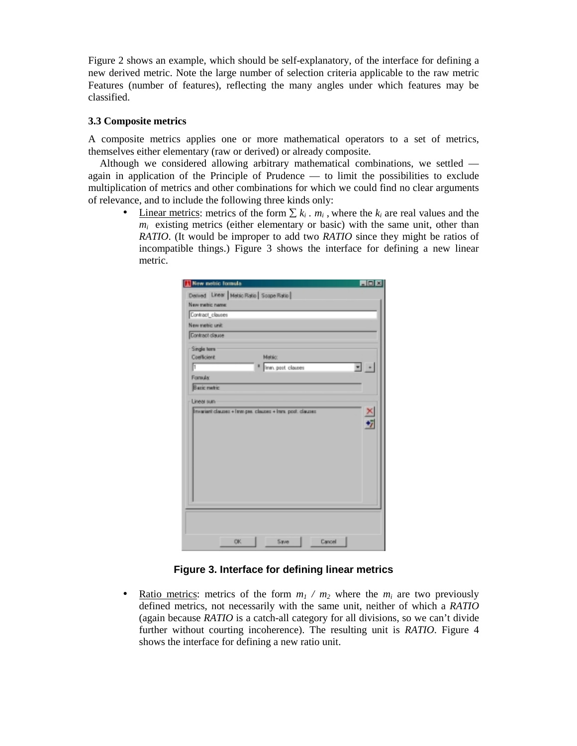Figure 2 shows an example, which should be self-explanatory, of the interface for defining a new derived metric. Note the large number of selection criteria applicable to the raw metric Features (number of features), reflecting the many angles under which features may be classified.

### 3.3 Composite metrics

A composite metrics applies one or more mathematical operators to a set of metrics, themselves either elementary (raw or derived) or already composite.

Although we considered allowing arbitrary mathematical combinations, we settled — again in application of the Principle of Prudence — to limit the possibilities to exclude multiplication of metrics and other combinations for which we could find no clear arguments of relevance, and to include the following three kinds only:

- Linear metrics: metrics of the form $\sum k_i \, . \, m_i$ , where the $k_i$ are real values and the $m_i$ existing metrics (either elementary or basic) with the same unit, other than *RATIO*. (It would be improper to add two *RATIO* since they might be ratios of incompatible things.) Figure 3 shows the interface for defining a new linear metric.

**Figure 3. Interface for defining linear metrics**

- Ratio metrics: metrics of the form $m_1 \,/\, m_2$ where the $m_i$ are two previously defined metrics, not necessarily with the same unit, neither of which a *RATIO* (again because *RATIO* is a catch-all category for all divisions, so we can't divide further without courting incoherence). The resulting unit is *RATIO*. Figure 4 shows the interface for defining a new ratio unit.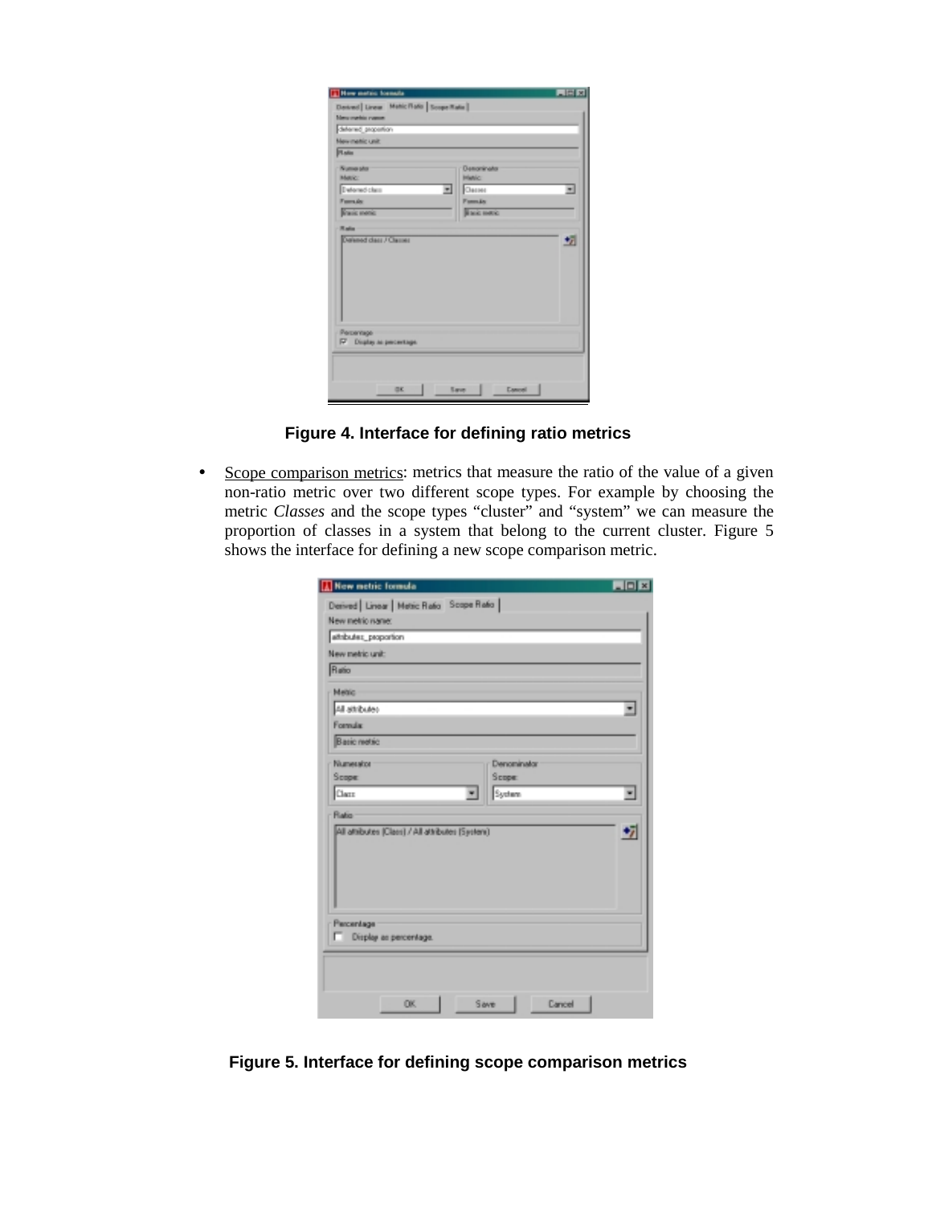**Figure 4. Interface for defining ratio metrics**

- Scope comparison metrics: metrics that measure the ratio of the value of a given non-ratio metric over two different scope types. For example by choosing the metric *Classes* and the scope types "cluster" and "system" we can measure the proportion of classes in a system that belong to the current cluster. Figure 5 shows the interface for defining a new scope comparison metric.

**Figure 5. Interface for defining scope comparison metrics**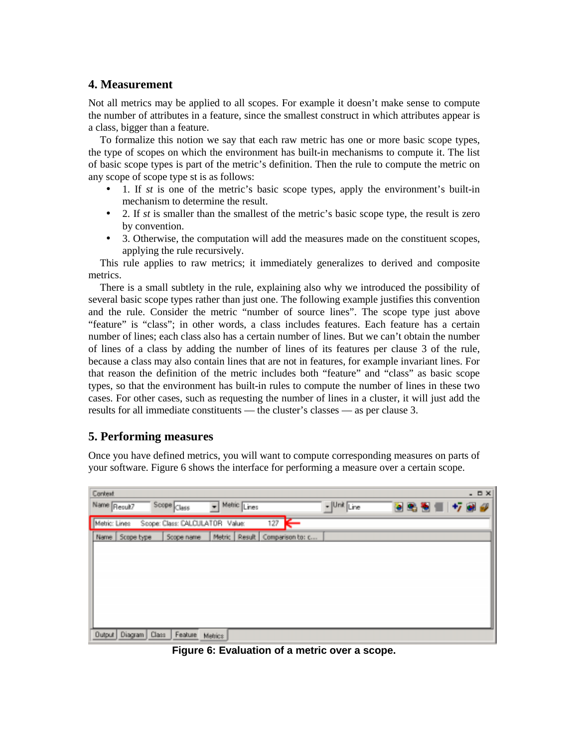## 4. Measurement

Not all metrics may be applied to all scopes. For example it doesn't make sense to compute the number of attributes in a feature, since the smallest construct in which attributes appear is a class, bigger than a feature.

To formalize this notion we say that each raw metric has one or more basic scope types, the type of scopes on which the environment has built-in mechanisms to compute it. The list of basic scope types is part of the metric's definition. Then the rule to compute the metric on any scope of scope type st is as follows:

- 1. If *st* is one of the metric's basic scope types, apply the environment's built-in mechanism to determine the result.
- 2. If *st* is smaller than the smallest of the metric's basic scope type, the result is zero by convention.
- 3. Otherwise, the computation will add the measures made on the constituent scopes, applying the rule recursively.

This rule applies to raw metrics; it immediately generalizes to derived and composite metrics.

There is a small subtlety in the rule, explaining also why we introduced the possibility of several basic scope types rather than just one. The following example justifies this convention and the rule. Consider the metric "number of source lines". The scope type just above "feature" is "class"; in other words, a class includes features. Each feature has a certain number of lines; each class also has a certain number of lines. But we can't obtain the number of lines of a class by adding the number of lines of its features per clause 3 of the rule, because a class may also contain lines that are not in features, for example invariant lines. For that reason the definition of the metric includes both "feature" and "class" as basic scope types, so that the environment has built-in rules to compute the number of lines in these two cases. For other cases, such as requesting the number of lines in a cluster, it will just add the results for all immediate constituents — the cluster's classes — as per clause 3.

## 5. Performing measures

Once you have defined metrics, you will want to compute corresponding measures on parts of your software. Figure 6 shows the interface for performing a measure over a certain scope.

Context
Name Result7 Scope Class Metric Lines Unit Line
Metric: Lines Scope: Class: CALCULATOR Value: 127
Name | Scope type | Scope name | Metric | Result | Comparison to: c...
Output | Diagram | Class | Feature | Metrics

**Figure 6: Evaluation of a metric over a scope.**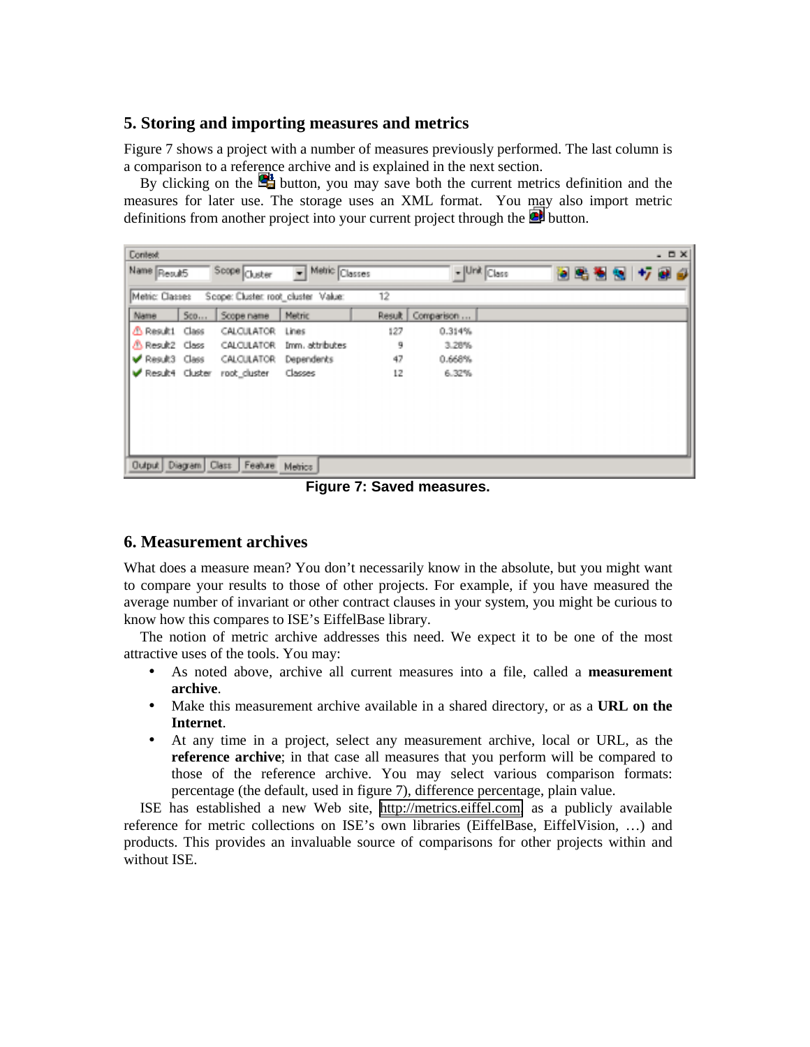## 5. Storing and importing measures and metrics

Figure 7 shows a project with a number of measures previously performed. The last column is a comparison to a reference archive and is explained in the next section.

By clicking on the button, you may save both the current metrics definition and the measures for later use. The storage uses an XML format. You may also import metric definitions from another project into your current project through the button.

| Name | Sco... | Scope name | Metric | Result | Comparison ... |
|---|---|---|---|---|---|
| Result1 | Class | CALCULATOR | Lines | 127 | 0.314% |
| Result2 | Class | CALCULATOR | Imm. attributes | 9 | 3.28% |
| Result3 | Class | CALCULATOR | Dependents | 47 | 0.668% |
| Result4 | Cluster | root_cluster | Classes | 12 | 6.32% |

**Figure 7: Saved measures.**

## 6. Measurement archives

What does a measure mean? You don't necessarily know in the absolute, but you might want to compare your results to those of other projects. For example, if you have measured the average number of invariant or other contract clauses in your system, you might be curious to know how this compares to ISE's EiffelBase library.

The notion of metric archive addresses this need. We expect it to be one of the most attractive uses of the tools. You may:

- As noted above, archive all current measures into a file, called a **measurement archive**.
- Make this measurement archive available in a shared directory, or as a **URL on the Internet**.
- At any time in a project, select any measurement archive, local or URL, as the **reference archive**; in that case all measures that you perform will be compared to those of the reference archive. You may select various comparison formats: percentage (the default, used in figure 7), difference percentage, plain value.

ISE has established a new Web site, http://metrics.eiffel.com, as a publicly available reference for metric collections on ISE's own libraries (EiffelBase, EiffelVision, …) and products. This provides an invaluable source of comparisons for other projects within and without ISE.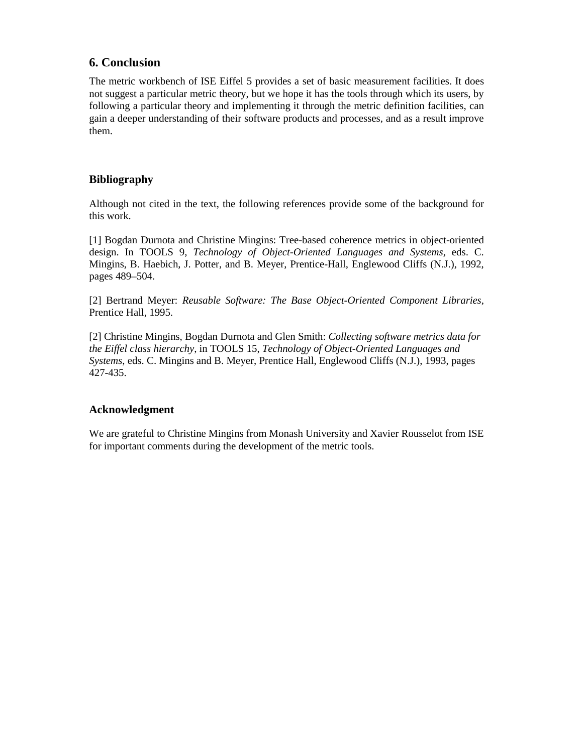## 6. Conclusion

The metric workbench of ISE Eiffel 5 provides a set of basic measurement facilities. It does not suggest a particular metric theory, but we hope it has the tools through which its users, by following a particular theory and implementing it through the metric definition facilities, can gain a deeper understanding of their software products and processes, and as a result improve them.

## Bibliography

Although not cited in the text, the following references provide some of the background for this work.

[1] Bogdan Durnota and Christine Mingins: Tree-based coherence metrics in object-oriented design. In TOOLS 9, *Technology of Object-Oriented Languages and Systems*, eds. C. Mingins, B. Haebich, J. Potter, and B. Meyer, Prentice-Hall, Englewood Cliffs (N.J.), 1992, pages 489–504.

[2] Bertrand Meyer: *Reusable Software: The Base Object-Oriented Component Libraries*, Prentice Hall, 1995.

[2] Christine Mingins, Bogdan Durnota and Glen Smith: *Collecting software metrics data for the Eiffel class hierarchy*, in TOOLS 15, *Technology of Object-Oriented Languages and Systems*, eds. C. Mingins and B. Meyer, Prentice Hall, Englewood Cliffs (N.J.), 1993, pages 427-435.

## Acknowledgment

We are grateful to Christine Mingins from Monash University and Xavier Rousselot from ISE for important comments during the development of the metric tools.